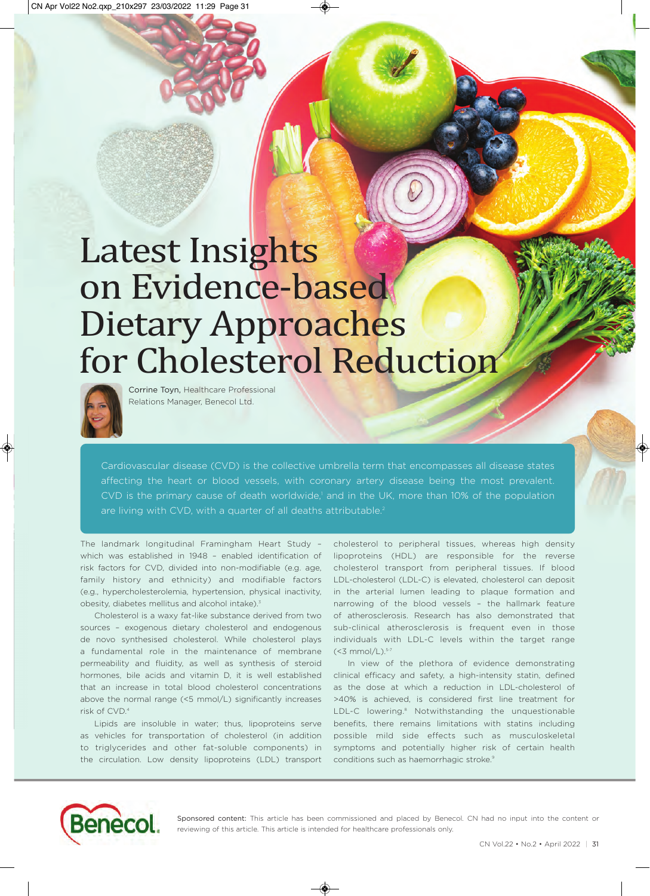# Latest Insights on Evidence-based Dietary Approaches for Cholesterol Reduction

Corrine Toyn, Healthcare Professional Relations Manager, Benecol Ltd.

Cardiovascular disease (CVD) is the collective umbrella term that encompasses all disease states affecting the heart or blood vessels, with coronary artery disease being the most prevalent. CVD is the primary cause of death worldwide,[1] and in the UK, more than 10% of the population are living with CVD, with a quarter of all deaths attributable.[2]

The landmark longitudinal Framingham Heart Study – which was established in 1948 – enabled identification of risk factors for CVD, divided into non-modifiable (e.g. age, family history and ethnicity) and modifiable factors (e.g., hypercholesterolemia, hypertension, physical inactivity, obesity, diabetes mellitus and alcohol intake).[3]

Cholesterol is a waxy fat-like substance derived from two sources – exogenous dietary cholesterol and endogenous de novo synthesised cholesterol. While cholesterol plays a fundamental role in the maintenance of membrane permeability and fluidity, as well as synthesis of steroid hormones, bile acids and vitamin D, it is well established that an increase in total blood cholesterol concentrations above the normal range (<5 mmol/L) significantly increases risk of CVD.[4]

Lipids are insoluble in water; thus, lipoproteins serve as vehicles for transportation of cholesterol (in addition to triglycerides and other fat-soluble components) in the circulation. Low density lipoproteins (LDL) transport cholesterol to peripheral tissues, whereas high density lipoproteins (HDL) are responsible for the reverse cholesterol transport from peripheral tissues. If blood LDL-cholesterol (LDL-C) is elevated, cholesterol can deposit in the arterial lumen leading to plaque formation and narrowing of the blood vessels – the hallmark feature of atherosclerosis. Research has also demonstrated that sub-clinical atherosclerosis is frequent even in those individuals with LDL-C levels within the target range (<3 mmol/L).[5-7]

In view of the plethora of evidence demonstrating clinical efficacy and safety, a high-intensity statin, defined as the dose at which a reduction in LDL-cholesterol of >40% is achieved, is considered first line treatment for LDL-C lowering.[8] Notwithstanding the unquestionable benefits, there remains limitations with statins including possible mild side effects such as musculoskeletal symptoms and potentially higher risk of certain health conditions such as haemorrhagic stroke.[9]

**Sponsored content:** This article has been commissioned and placed by Benecol. CN had no input into the content or reviewing of this article. This article is intended for healthcare professionals only.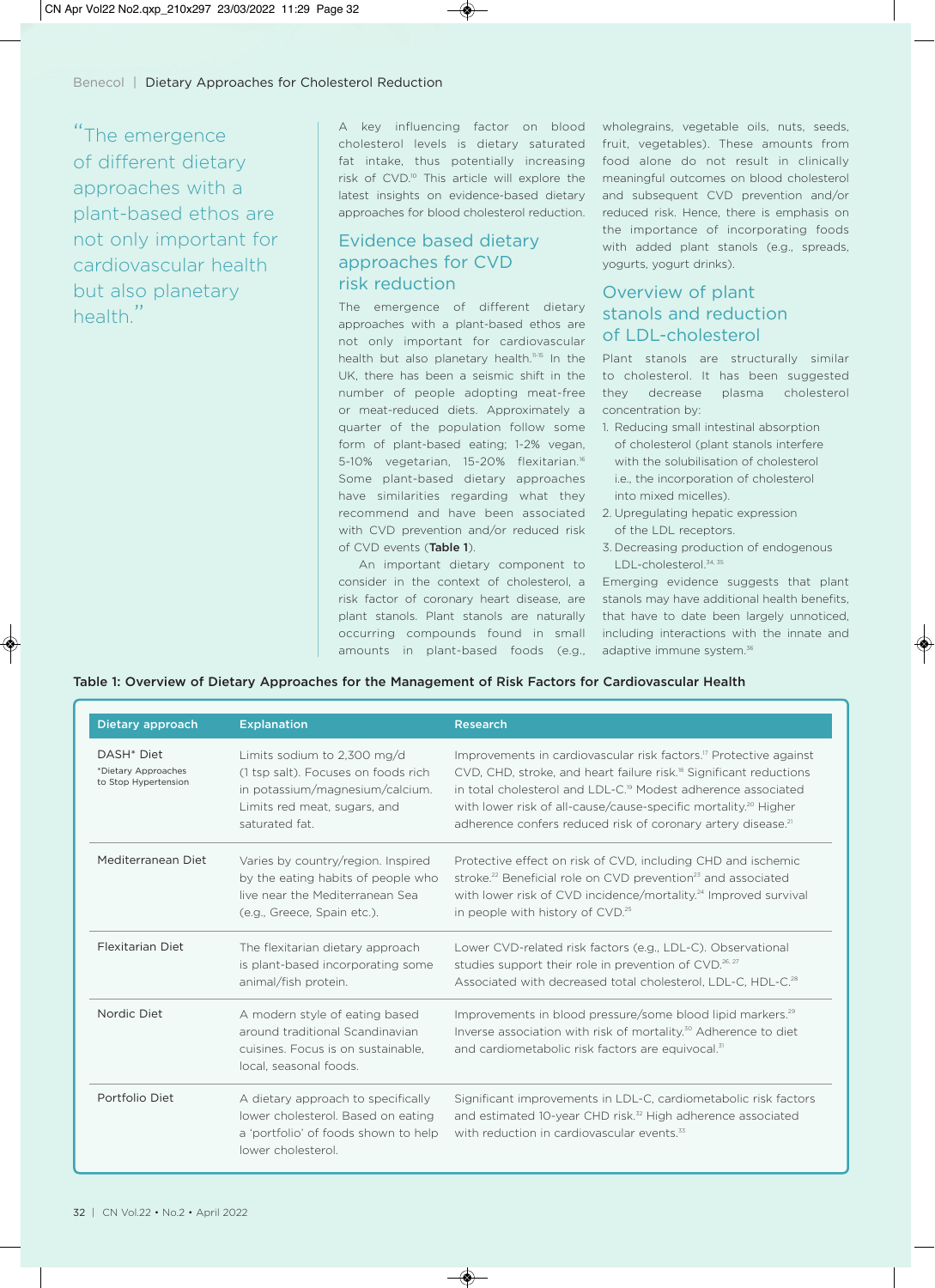> "The emergence of different dietary approaches with a plant-based ethos are not only important for cardiovascular health but also planetary health."

A key influencing factor on blood cholesterol levels is dietary saturated fat intake, thus potentially increasing risk of CVD.[10] This article will explore the latest insights on evidence-based dietary approaches for blood cholesterol reduction.

## Evidence based dietary approaches for CVD risk reduction

The emergence of different dietary approaches with a plant-based ethos are not only important for cardiovascular health but also planetary health.[11-15] In the UK, there has been a seismic shift in the number of people adopting meat-free or meat-reduced diets. Approximately a quarter of the population follow some form of plant-based eating; 1-2% vegan, 5-10% vegetarian, 15-20% flexitarian.[16] Some plant-based dietary approaches have similarities regarding what they recommend and have been associated with CVD prevention and/or reduced risk of CVD events (**Table 1**).

An important dietary component to consider in the context of cholesterol, a risk factor of coronary heart disease, are plant stanols. Plant stanols are naturally occurring compounds found in small amounts in plant-based foods (e.g., wholegrains, vegetable oils, nuts, seeds, fruit, vegetables). These amounts from food alone do not result in clinically meaningful outcomes on blood cholesterol and subsequent CVD prevention and/or reduced risk. Hence, there is emphasis on the importance of incorporating foods with added plant stanols (e.g., spreads, yogurts, yogurt drinks).

## Overview of plant stanols and reduction of LDL-cholesterol

Plant stanols are structurally similar to cholesterol. It has been suggested they decrease plasma cholesterol concentration by:

1. Reducing small intestinal absorption of cholesterol (plant stanols interfere with the solubilisation of cholesterol i.e., the incorporation of cholesterol into mixed micelles).
2. Upregulating hepatic expression of the LDL receptors.
3. Decreasing production of endogenous LDL-cholesterol.[34, 35]

Emerging evidence suggests that plant stanols may have additional health benefits, that have to date been largely unnoticed, including interactions with the innate and adaptive immune system.[36]

**Table 1: Overview of Dietary Approaches for the Management of Risk Factors for Cardiovascular Health**

| Dietary approach | Explanation | Research |
| --- | --- | --- |
| DASH* Diet<br>*Dietary Approaches to Stop Hypertension | Limits sodium to 2,300 mg/d (1 tsp salt). Focuses on foods rich in potassium/magnesium/calcium. Limits red meat, sugars, and saturated fat. | Improvements in cardiovascular risk factors.[17] Protective against CVD, CHD, stroke, and heart failure risk.[18] Significant reductions in total cholesterol and LDL-C.[19] Modest adherence associated with lower risk of all-cause/cause-specific mortality.[20] Higher adherence confers reduced risk of coronary artery disease.[21] |
| Mediterranean Diet | Varies by country/region. Inspired by the eating habits of people who live near the Mediterranean Sea (e.g., Greece, Spain etc.). | Protective effect on risk of CVD, including CHD and ischemic stroke.[22] Beneficial role on CVD prevention[23] and associated with lower risk of CVD incidence/mortality.[24] Improved survival in people with history of CVD.[25] |
| Flexitarian Diet | The flexitarian dietary approach is plant-based incorporating some animal/fish protein. | Lower CVD-related risk factors (e.g., LDL-C). Observational studies support their role in prevention of CVD.[26, 27] Associated with decreased total cholesterol, LDL-C, HDL-C.[28] |
| Nordic Diet | A modern style of eating based around traditional Scandinavian cuisines. Focus is on sustainable, local, seasonal foods. | Improvements in blood pressure/some blood lipid markers.[29] Inverse association with risk of mortality.[30] Adherence to diet and cardiometabolic risk factors are equivocal.[31] |
| Portfolio Diet | A dietary approach to specifically lower cholesterol. Based on eating a 'portfolio' of foods shown to help lower cholesterol. | Significant improvements in LDL-C, cardiometabolic risk factors and estimated 10-year CHD risk.[32] High adherence associated with reduction in cardiovascular events.[33] |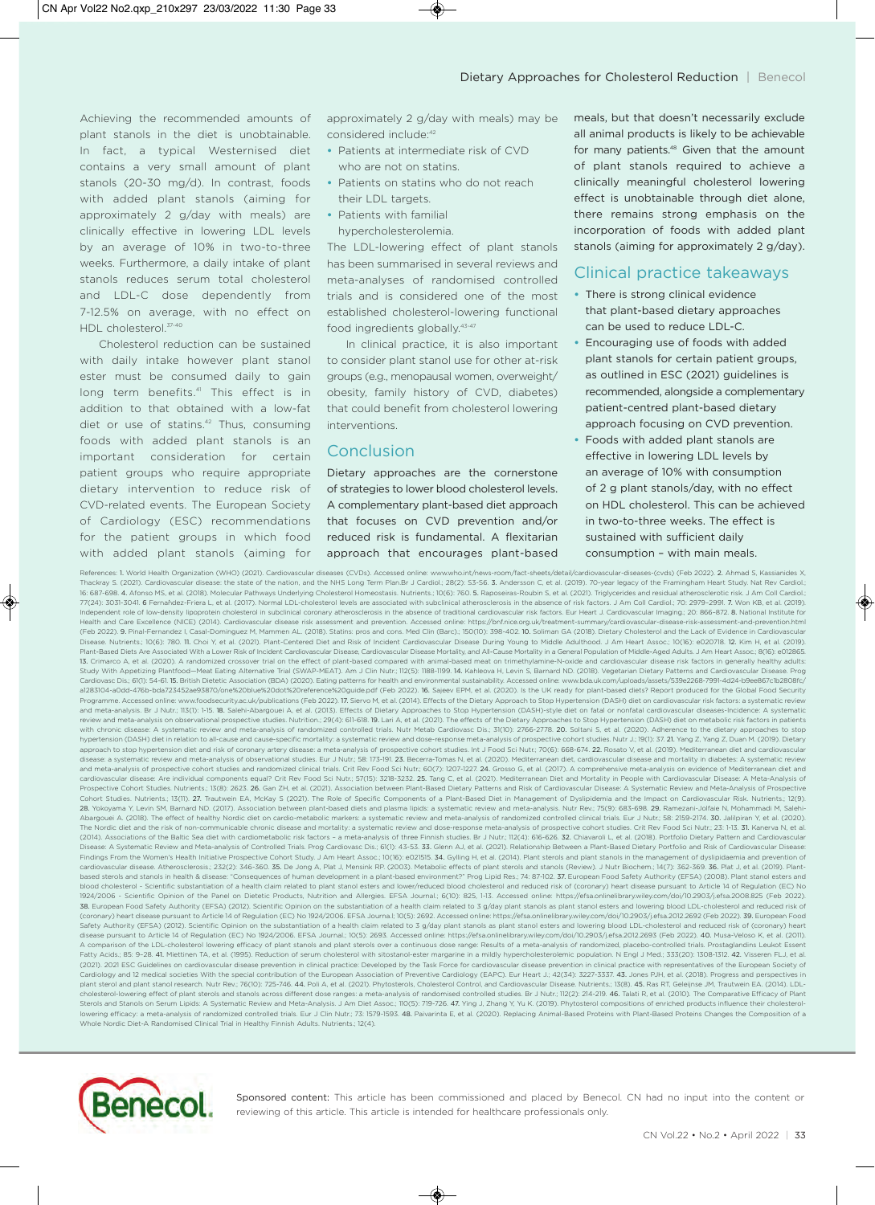Achieving the recommended amounts of plant stanols in the diet is unobtainable. In fact, a typical Westernised diet contains a very small amount of plant stanols (20-30 mg/d). In contrast, foods with added plant stanols (aiming for approximately 2 g/day with meals) are clinically effective in lowering LDL levels by an average of 10% in two-to-three weeks. Furthermore, a daily intake of plant stanols reduces serum total cholesterol and LDL-C dose dependently from 7-12.5% on average, with no effect on HDL cholesterol.[37-40]

Cholesterol reduction can be sustained with daily intake however plant stanol ester must be consumed daily to gain long term benefits.[41] This effect is in addition to that obtained with a low-fat diet or use of statins.[42] Thus, consuming foods with added plant stanols is an important consideration for certain patient groups who require appropriate dietary intervention to reduce risk of CVD-related events. The European Society of Cardiology (ESC) recommendations for the patient groups in which food with added plant stanols (aiming for approximately 2 g/day with meals) may be considered include:[42]

- Patients at intermediate risk of CVD who are not on statins.
- Patients on statins who do not reach their LDL targets.
- Patients with familial hypercholesterolemia.

The LDL-lowering effect of plant stanols has been summarised in several reviews and meta-analyses of randomised controlled trials and is considered one of the most established cholesterol-lowering functional food ingredients globally.[43-47]

In clinical practice, it is also important to consider plant stanol use for other at-risk groups (e.g., menopausal women, overweight/obesity, family history of CVD, diabetes) that could benefit from cholesterol lowering interventions.

## Conclusion

Dietary approaches are the cornerstone of strategies to lower blood cholesterol levels. A complementary plant-based diet approach that focuses on CVD prevention and/or reduced risk is fundamental. A flexitarian approach that encourages plant-based meals, but that doesn't necessarily exclude all animal products is likely to be achievable for many patients.[48] Given that the amount of plant stanols required to achieve a clinically meaningful cholesterol lowering effect is unobtainable through diet alone, there remains strong emphasis on the incorporation of foods with added plant stanols (aiming for approximately 2 g/day).

## Clinical practice takeaways

- There is strong clinical evidence that plant-based dietary approaches can be used to reduce LDL-C.
- Encouraging use of foods with added plant stanols for certain patient groups, as outlined in ESC (2021) guidelines is recommended, alongside a complementary patient-centred plant-based dietary approach focusing on CVD prevention.
- Foods with added plant stanols are effective in lowering LDL levels by an average of 10% with consumption of 2 g plant stanols/day, with no effect on HDL cholesterol. This can be achieved in two-to-three weeks. The effect is sustained with sufficient daily consumption – with main meals.

References: 1. World Health Organization (WHO) (2021). Cardiovascular diseases (CVDs). Accessed online: www.who.int/news-room/fact-sheets/detail/cardiovascular-diseases-(cvds) (Feb 2022). 2. Ahmad S, Kassianides X, Thackray S. (2021). Cardiovascular disease: the state of the nation, and the NHS Long Term Plan.Br J Cardiol.; 28(2): S3-S6. 3. Andersson C, et al. (2019). 70-year legacy of the Framingham Heart Study. Nat Rev Cardiol.; 16: 687-698. 4. Afonso MS, et al. (2018). Molecular Pathways Underlying Cholesterol Homeostasis. Nutrients.; 10(6): 760. 5. Raposeiras-Roubin S, et al. (2021). Triglycerides and residual atherosclerotic risk. J Am Coll Cardiol.; 77(24): 3031-3041. 6 Fernańdez-Friera L, et al. (2017). Normal LDL-cholesterol levels are associated with subclinical atherosclerosis in the absence of risk factors. J Am Coll Cardiol.; 70: 2979–2991. 7. Won KB, et al. (2019). Independent role of low-density lipoprotein cholesterol in subclinical coronary atherosclerosis in the absence of traditional cardiovascular risk factors. Eur Heart J. Cardiovascular Imaging.; 20: 866-872. 8. National Institute for Health and Care Excellence (NICE) (2014). Cardiovascular disease risk assessment and prevention. Accessed online: https://bnf.nice.org.uk/treatment-summary/cardiovascular-disease-risk-assessment-and-prevention.html (Feb 2022). 9. Pinal-Fernandez I, Casal-Dominguez M, Mammen AL. (2018). Statins: pros and cons. Med Clin (Barc).; 150(10): 398-402. 10. Soliman GA (2018). Dietary Cholesterol and the Lack of Evidence in Cardiovascular Disease. Nutrients.; 10(6): 780. 11. Choi Y, et al. (2021). Plant-Centered Diet and Risk of Incident Cardiovascular Disease During Young to Middle Adulthood. J Am Heart Assoc.; 10(16): e020718. 12. Kim H, et al. (2019). Plant-Based Diets Are Associated With a Lower Risk of Incident Cardiovascular Disease, Cardiovascular Disease Mortality, and All-Cause Mortality in a General Population of Middle-Aged Adults. J Am Heart Assoc.; 8(16): e012865. 13. Crimarco A, et al. (2020). A randomized crossover trial on the effect of plant-based compared with animal-based meat on trimethylamine-N-oxide and cardiovascular disease risk factors in generally healthy adults: Study With Appetizing Plantfood—Meat Eating Alternative Trial (SWAP-MEAT). Am J Clin Nutr.; 112(5): 1188-1199. 14. Kahleova H, Levin S, Barnard ND. (2018). Vegetarian Dietary Patterns and Cardiovascular Disease. Prog Cardiovasc Dis.; 61(1): 54-61. 15. British Dietetic Association (BDA) (2020). Eating patterns for health and environmental sustainability. Accessed online: www.bda.uk.com/uploads/assets/539e2268-7991-4d24-b9ee867c1b2808fc/a1283104-a0dd-476b-bda723452ae93870/one%20blue%20dot%20reference%20guide.pdf (Feb 2022). 16. Sajeev EPM, et al. (2020). Is the UK ready for plant-based diets? Report produced for the Global Food Security Programme. Accessed online: www.foodsecurity.ac.uk/publications (Feb 2022). 17. Siervo M, et al. (2014). Effects of the Dietary Approach to Stop Hypertension (DASH) diet on cardiovascular risk factors: a systematic review and meta-analysis. Br J Nutr.; 113(1): 1-15. 18. Salehi-Abargouei A, et al. (2013). Effects of Dietary Approaches to Stop Hypertension (DASH)-style diet on fatal or nonfatal cardiovascular diseases-Incidence: A systematic review and meta-analysis on observational prospective studies. Nutrition.; 29(4): 611-618. 19. Lari A, et al. (2021). The effects of the Dietary Approaches to Stop Hypertension (DASH) diet on metabolic risk factors in patients with chronic disease: A systematic review and meta-analysis of randomized controlled trials. Nutr Metab Cardiovasc Dis.; 31(10): 2766-2778. 20. Soltani S, et al. (2020). Adherence to the dietary approaches to stop hypertension (DASH) diet in relation to all-cause and cause-specific mortality: a systematic review and dose-response meta-analysis of prospective cohort studies. Nutr J.; 19(1): 37. 21. Yang Z, Yang Z, Duan M. (2019). Dietary approach to stop hypertension diet and risk of coronary artery disease: a meta-analysis of prospective cohort studies. Int J Food Sci Nutr.; 70(6): 668-674. 22. Rosato V, et al. (2019). Mediterranean diet and cardiovascular disease: a systematic review and meta-analysis of observational studies. Eur J Nutr.; 58: 173-191. 23. Becerra-Tomas N, et al. (2020). Mediterranean diet, cardiovascular disease and mortality in diabetes: A systematic review and meta-analysis of prospective cohort studies and randomized clinical trials. Crit Rev Food Sci Nutr.; 60(7): 1207-1227. 24. Grosso G, et al. (2017). A comprehensive meta-analysis on evidence of Mediterranean diet and cardiovascular disease: Are individual components equal? Crit Rev Food Sci Nutr.; 57(15): 3218-3232. 25. Tang C, et al. (2021). Mediterranean Diet and Mortality in People with Cardiovascular Disease: A Meta-Analysis of Prospective Cohort Studies. Nutrients.; 13(8): 2623. 26. Gan ZH, et al. (2021). Association between Plant-Based Dietary Patterns and Risk of Cardiovascular Disease: A Systematic Review and Meta-Analysis of Prospective Cohort Studies. Nutrients.; 13(11): 27. Trautwein EA, McKay S (2021). The Role of Specific Components of a Plant-Based Diet in Management of Dyslipidemia and the Impact on Cardiovascular Risk. Nutrients.; 12(9). 28. Yokoyama Y, Levin SM, Barnard ND. (2017). Association between plant-based diets and plasma lipids: a systematic review and meta-analysis. Nutr Rev.; 75(9): 683-698. 29. Ramezani-Jolfaie N, Mohammadi M, Salehi-Abargouei A. (2018). The effect of healthy Nordic diet on cardio-metabolic markers: a systematic review and meta-analysis of randomized controlled clinical trials. Eur J Nutr.; 58: 2159-2174. 30. Jalilpiran Y, et al. (2020). The Nordic diet and the risk of non-communicable chronic disease and mortality: a systematic review and dose-response meta-analysis of prospective cohort studies. Crit Rev Food Sci Nutr.; 23: 1-13. 31. Kanerva N, et al. (2014). Associations of the Baltic Sea diet with cardiometabolic risk factors – a meta-analysis of three Finnish studies. Br J Nutr.; 112(4): 616-626. 32. Chiavaroli L, et al. (2018). Portfolio Dietary Pattern and Cardiovascular Disease: A Systematic Review and Meta-analysis of Controlled Trials. Prog Cardiovasc Dis.; 61(1): 43-53. 33. Glenn AJ, et al. (2021). Relationship Between a Plant-Based Dietary Portfolio and Risk of Cardiovascular Disease: Findings From the Women's Health Initiative Prospective Cohort Study. J Am Heart Assoc.; 10(16): e021515. 34. Gylling H, et al. (2014). Plant sterols and plant stanols in the management of dyslipidaemia and prevention of cardiovascular disease. Atherosclerosis.; 232(2): 346-360. 35. De Jong A, Plat J, Mensink RP. (2003). Metabolic effects of plant sterols and stanols (Review). J Nutr Biochem.; 14(7): 362-369. 36. Plat J, et al. (2019). Plant-based sterols and stanols in health & disease: "Consequences of human development in a plant-based environment?" Prog Lipid Res.; 74: 87-102. 37. European Food Safety Authority (EFSA) (2008). Plant stanol esters and blood cholesterol - Scientific substantiation of a health claim related to plant stanol esters and lower/reduced blood cholesterol and reduced risk of (coronary) heart disease pursuant to Article 14 of Regulation (EC) No 1924/2006 - Scientific Opinion of the Panel on Dietetic Products, Nutrition and Allergies. EFSA Journal.; 6(10): 825, 1-13. Accessed online: https://efsa.onlinelibrary.wiley.com/doi/10.2903/j.efsa.2008.825 (Feb 2022). 38. European Food Safety Authority (EFSA) (2012). Scientific Opinion on the substantiation of a health claim related to 3 g/day plant stanols as plant stanol esters and lowering blood LDL-cholesterol and reduced risk of (coronary) heart disease pursuant to Article 14 of Regulation (EC) No 1924/2006. EFSA Journa.l; 10(5): 2692. Accessed online: https://efsa.onlinelibrary.wiley.com/doi/10.2903/j.efsa.2012.2692 (Feb 2022). 39. European Food Safety Authority (EFSA) (2012). Scientific Opinion on the substantiation of a health claim related to 3 g/day plant sterols as plant stanol esters and lowering blood LDL-cholesterol and reduced risk of (coronary) heart disease pursuant to Article 14 of Regulation (EC) No 1924/2006. EFSA Journal.; 10(5): 2693. Accessed online: https://efsa.onlinelibrary.wiley.com/doi/10.2903/j.efsa.2012.2693 (Feb 2022). 40. Musa-Veloso K, et al. (2011). A comparison of the LDL-cholesterol lowering efficacy of plant stanols and plant sterols over a continuous dose range: Results of a meta-analysis of randomized, placebo-controlled trials. Prostaglandins Leukot Essent Fatty Acids.; 85: 9-28. 41. Miettinen TA, et al. (1995). Reduction of serum cholesterol with sitostanol-ester margarine in a mildly hypercholesterolemic population. N Engl J Med.; 333(20): 1308-1312. 42. Visseren FLJ, et al. (2021). 2021 ESC Guidelines on cardiovascular disease prevention in clinical practice: Developed by the Task Force for cardiovascular disease prevention in clinical practice with representatives of the European Society of Cardiology and 12 medical societies With the special contribution of the European Association of Preventive Cardiology (EAPC). Eur Heart J.; 42(34): 3227-3337. 43. Jones PJH, et al. (2018). Progress and perspectives in plant sterol and plant stanol research. Nutr Rev.; 76(10): 725-746. 44. Poli A, et al. (2021). Phytosterols, Cholesterol Control, and Cardiovascular Disease. Nutrients.; 13(8). 45. Ras RT, Geleijnse JM, Trautwein EA. (2014). LDL-cholesterol-lowering effect of plant sterols and stanols across different dose ranges: a meta-analysis of randomised controlled studies. Br J Nutr.; 112(2): 214-219. 46. Talati R, et al. (2010). The Comparative Efficacy of Plant Sterols and Stanols on Serum Lipids: A Systematic Review and Meta-Analysis. J Am Diet Assoc.; 110(5): 719-726. 47. Ying J, Zhang Y, Yu K. (2019). Phytosterol compositions of enriched products influence their cholesterol-lowering efficacy: a meta-analysis of randomized controlled trials. Eur J Clin Nutr.; 73: 1579-1593. 48. Paivarinta E, et al. (2020). Replacing Animal-Based Proteins with Plant-Based Proteins Changes the Composition of a Whole Nordic Diet-A Randomised Clinical Trial in Healthy Finnish Adults. Nutrients.; 12(4).

Sponsored content: This article has been commissioned and placed by Benecol. CN had no input into the content or reviewing of this article. This article is intended for healthcare professionals only.